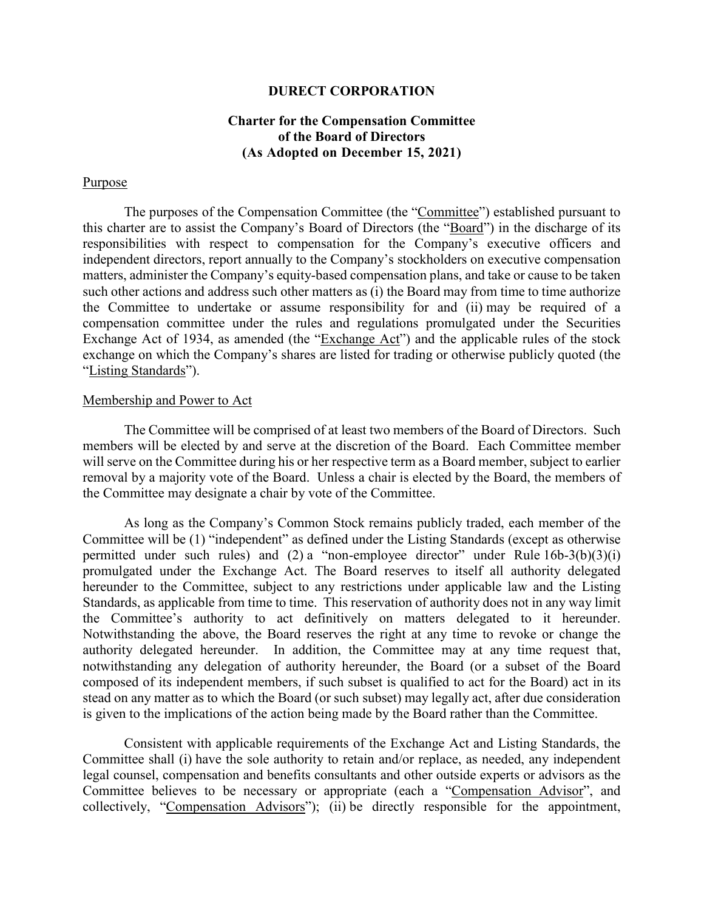# DURECT CORPORATION

## Charter for the Compensation Committee of the Board of Directors (As Adopted on December 15, 2021)

### Purpose

The purposes of the Compensation Committee (the "Committee") established pursuant to this charter are to assist the Company's Board of Directors (the "Board") in the discharge of its responsibilities with respect to compensation for the Company's executive officers and independent directors, report annually to the Company's stockholders on executive compensation matters, administer the Company's equity-based compensation plans, and take or cause to be taken such other actions and address such other matters as (i) the Board may from time to time authorize the Committee to undertake or assume responsibility for and (ii) may be required of a compensation committee under the rules and regulations promulgated under the Securities Exchange Act of 1934, as amended (the "Exchange Act") and the applicable rules of the stock exchange on which the Company's shares are listed for trading or otherwise publicly quoted (the "Listing Standards").

### Membership and Power to Act

The Committee will be comprised of at least two members of the Board of Directors. Such members will be elected by and serve at the discretion of the Board. Each Committee member will serve on the Committee during his or her respective term as a Board member, subject to earlier removal by a majority vote of the Board. Unless a chair is elected by the Board, the members of the Committee may designate a chair by vote of the Committee.

As long as the Company's Common Stock remains publicly traded, each member of the Committee will be (1) "independent" as defined under the Listing Standards (except as otherwise permitted under such rules) and (2) a "non-employee director" under Rule 16b-3(b)(3)(i) promulgated under the Exchange Act. The Board reserves to itself all authority delegated hereunder to the Committee, subject to any restrictions under applicable law and the Listing Standards, as applicable from time to time. This reservation of authority does not in any way limit the Committee's authority to act definitively on matters delegated to it hereunder. Notwithstanding the above, the Board reserves the right at any time to revoke or change the authority delegated hereunder. In addition, the Committee may at any time request that, notwithstanding any delegation of authority hereunder, the Board (or a subset of the Board composed of its independent members, if such subset is qualified to act for the Board) act in its stead on any matter as to which the Board (or such subset) may legally act, after due consideration is given to the implications of the action being made by the Board rather than the Committee.

Consistent with applicable requirements of the Exchange Act and Listing Standards, the Committee shall (i) have the sole authority to retain and/or replace, as needed, any independent legal counsel, compensation and benefits consultants and other outside experts or advisors as the Committee believes to be necessary or appropriate (each a "Compensation Advisor", and collectively, "Compensation Advisors"); (ii) be directly responsible for the appointment,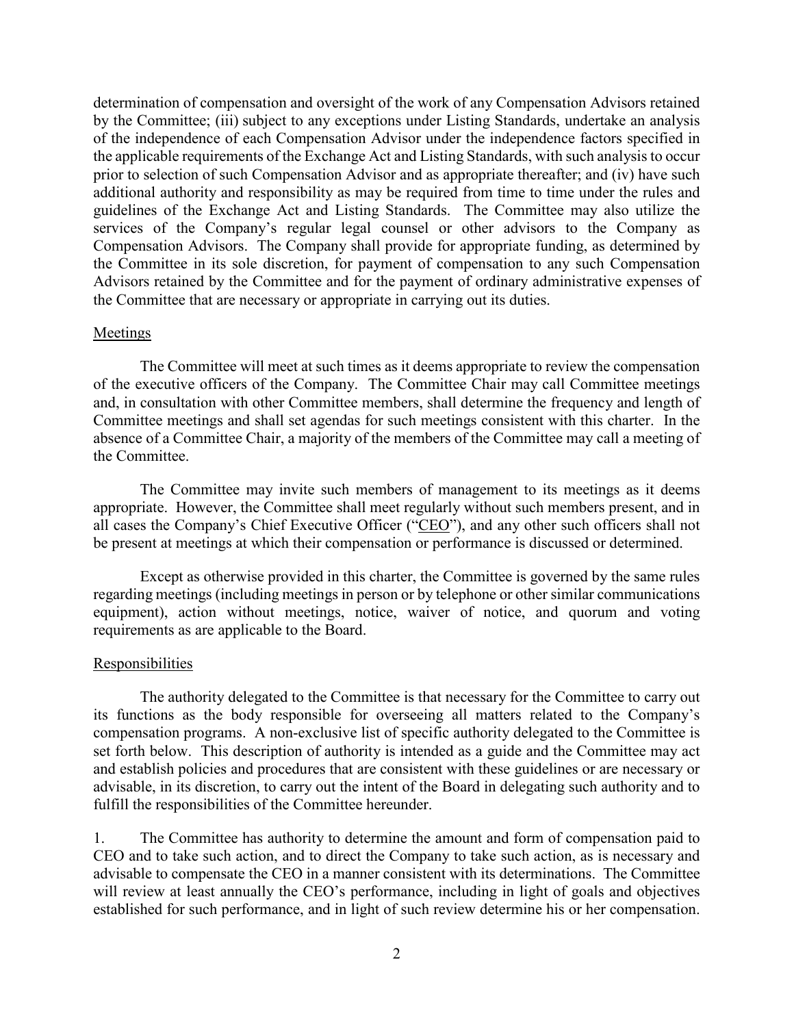determination of compensation and oversight of the work of any Compensation Advisors retained by the Committee; (iii) subject to any exceptions under Listing Standards, undertake an analysis of the independence of each Compensation Advisor under the independence factors specified in the applicable requirements of the Exchange Act and Listing Standards, with such analysis to occur prior to selection of such Compensation Advisor and as appropriate thereafter; and (iv) have such additional authority and responsibility as may be required from time to time under the rules and guidelines of the Exchange Act and Listing Standards. The Committee may also utilize the services of the Company's regular legal counsel or other advisors to the Company as Compensation Advisors. The Company shall provide for appropriate funding, as determined by the Committee in its sole discretion, for payment of compensation to any such Compensation Advisors retained by the Committee and for the payment of ordinary administrative expenses of the Committee that are necessary or appropriate in carrying out its duties.

## Meetings

The Committee will meet at such times as it deems appropriate to review the compensation of the executive officers of the Company. The Committee Chair may call Committee meetings and, in consultation with other Committee members, shall determine the frequency and length of Committee meetings and shall set agendas for such meetings consistent with this charter. In the absence of a Committee Chair, a majority of the members of the Committee may call a meeting of the Committee.

The Committee may invite such members of management to its meetings as it deems appropriate. However, the Committee shall meet regularly without such members present, and in all cases the Company's Chief Executive Officer ("CEO"), and any other such officers shall not be present at meetings at which their compensation or performance is discussed or determined.

Except as otherwise provided in this charter, the Committee is governed by the same rules regarding meetings (including meetings in person or by telephone or other similar communications equipment), action without meetings, notice, waiver of notice, and quorum and voting requirements as are applicable to the Board.

## Responsibilities

The authority delegated to the Committee is that necessary for the Committee to carry out its functions as the body responsible for overseeing all matters related to the Company's compensation programs. A non-exclusive list of specific authority delegated to the Committee is set forth below. This description of authority is intended as a guide and the Committee may act and establish policies and procedures that are consistent with these guidelines or are necessary or advisable, in its discretion, to carry out the intent of the Board in delegating such authority and to fulfill the responsibilities of the Committee hereunder.

1. The Committee has authority to determine the amount and form of compensation paid to CEO and to take such action, and to direct the Company to take such action, as is necessary and advisable to compensate the CEO in a manner consistent with its determinations. The Committee will review at least annually the CEO's performance, including in light of goals and objectives established for such performance, and in light of such review determine his or her compensation.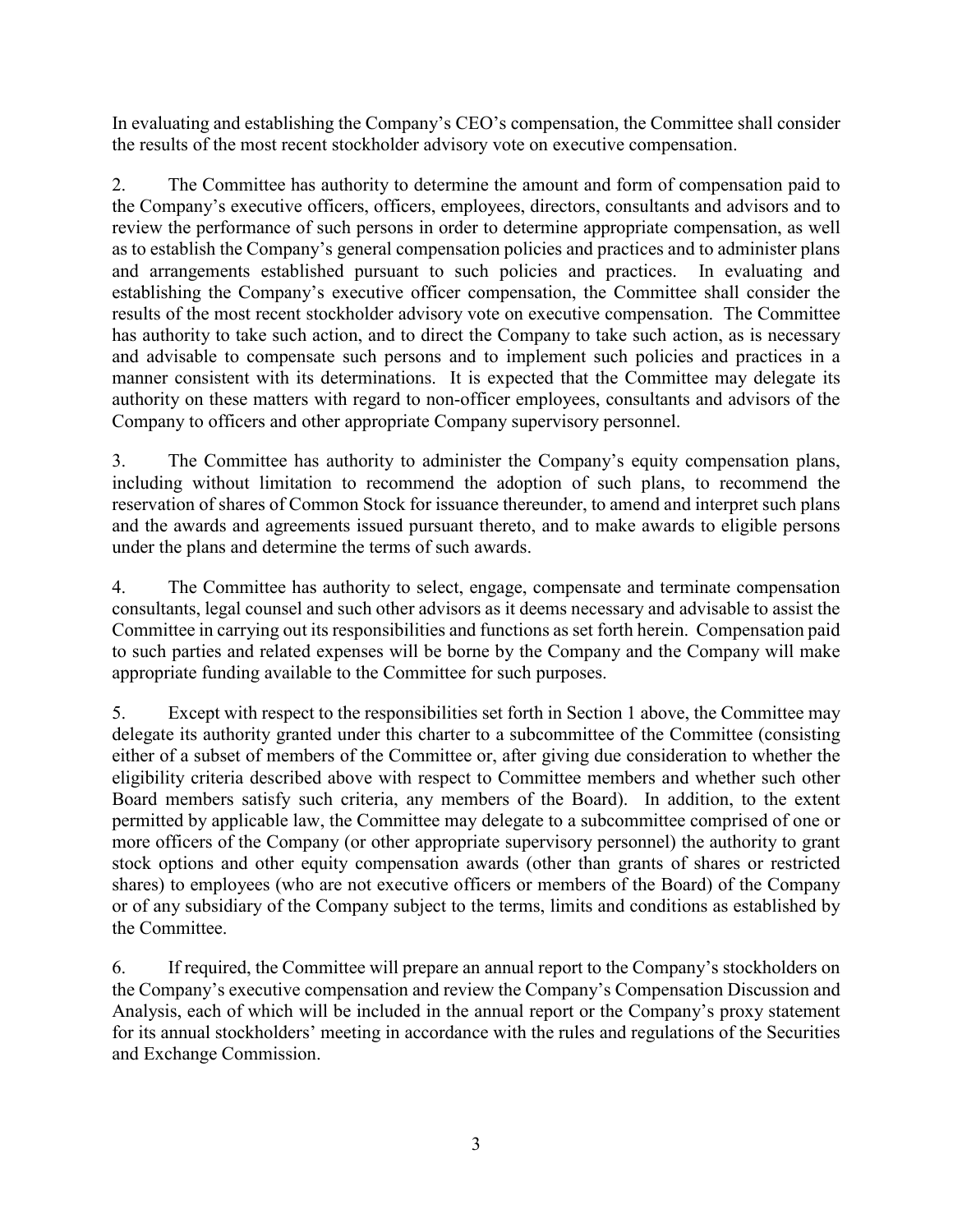In evaluating and establishing the Company's CEO's compensation, the Committee shall consider the results of the most recent stockholder advisory vote on executive compensation.

2. The Committee has authority to determine the amount and form of compensation paid to the Company's executive officers, officers, employees, directors, consultants and advisors and to review the performance of such persons in order to determine appropriate compensation, as well as to establish the Company's general compensation policies and practices and to administer plans and arrangements established pursuant to such policies and practices. In evaluating and establishing the Company's executive officer compensation, the Committee shall consider the results of the most recent stockholder advisory vote on executive compensation. The Committee has authority to take such action, and to direct the Company to take such action, as is necessary and advisable to compensate such persons and to implement such policies and practices in a manner consistent with its determinations. It is expected that the Committee may delegate its authority on these matters with regard to non-officer employees, consultants and advisors of the Company to officers and other appropriate Company supervisory personnel.

3. The Committee has authority to administer the Company's equity compensation plans, including without limitation to recommend the adoption of such plans, to recommend the reservation of shares of Common Stock for issuance thereunder, to amend and interpret such plans and the awards and agreements issued pursuant thereto, and to make awards to eligible persons under the plans and determine the terms of such awards.

4. The Committee has authority to select, engage, compensate and terminate compensation consultants, legal counsel and such other advisors as it deems necessary and advisable to assist the Committee in carrying out its responsibilities and functions as set forth herein. Compensation paid to such parties and related expenses will be borne by the Company and the Company will make appropriate funding available to the Committee for such purposes.

5. Except with respect to the responsibilities set forth in Section 1 above, the Committee may delegate its authority granted under this charter to a subcommittee of the Committee (consisting either of a subset of members of the Committee or, after giving due consideration to whether the eligibility criteria described above with respect to Committee members and whether such other Board members satisfy such criteria, any members of the Board). In addition, to the extent permitted by applicable law, the Committee may delegate to a subcommittee comprised of one or more officers of the Company (or other appropriate supervisory personnel) the authority to grant stock options and other equity compensation awards (other than grants of shares or restricted shares) to employees (who are not executive officers or members of the Board) of the Company or of any subsidiary of the Company subject to the terms, limits and conditions as established by the Committee.

6. If required, the Committee will prepare an annual report to the Company's stockholders on the Company's executive compensation and review the Company's Compensation Discussion and Analysis, each of which will be included in the annual report or the Company's proxy statement for its annual stockholders' meeting in accordance with the rules and regulations of the Securities and Exchange Commission.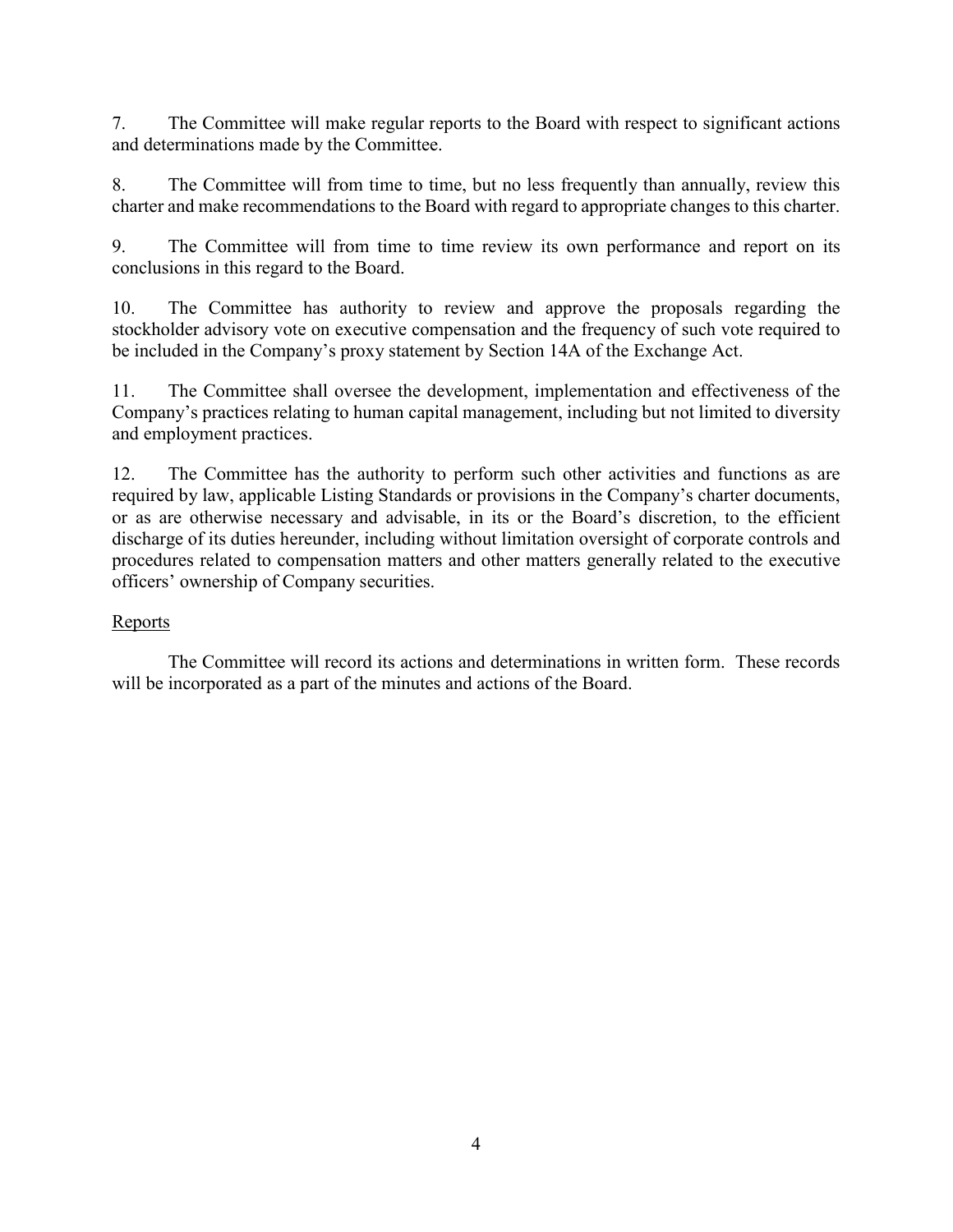7. The Committee will make regular reports to the Board with respect to significant actions and determinations made by the Committee.

8. The Committee will from time to time, but no less frequently than annually, review this charter and make recommendations to the Board with regard to appropriate changes to this charter.

9. The Committee will from time to time review its own performance and report on its conclusions in this regard to the Board.

10. The Committee has authority to review and approve the proposals regarding the stockholder advisory vote on executive compensation and the frequency of such vote required to be included in the Company's proxy statement by Section 14A of the Exchange Act.

11. The Committee shall oversee the development, implementation and effectiveness of the Company's practices relating to human capital management, including but not limited to diversity and employment practices.

12. The Committee has the authority to perform such other activities and functions as are required by law, applicable Listing Standards or provisions in the Company's charter documents, or as are otherwise necessary and advisable, in its or the Board's discretion, to the efficient discharge of its duties hereunder, including without limitation oversight of corporate controls and procedures related to compensation matters and other matters generally related to the executive officers' ownership of Company securities.

## Reports

The Committee will record its actions and determinations in written form. These records will be incorporated as a part of the minutes and actions of the Board.